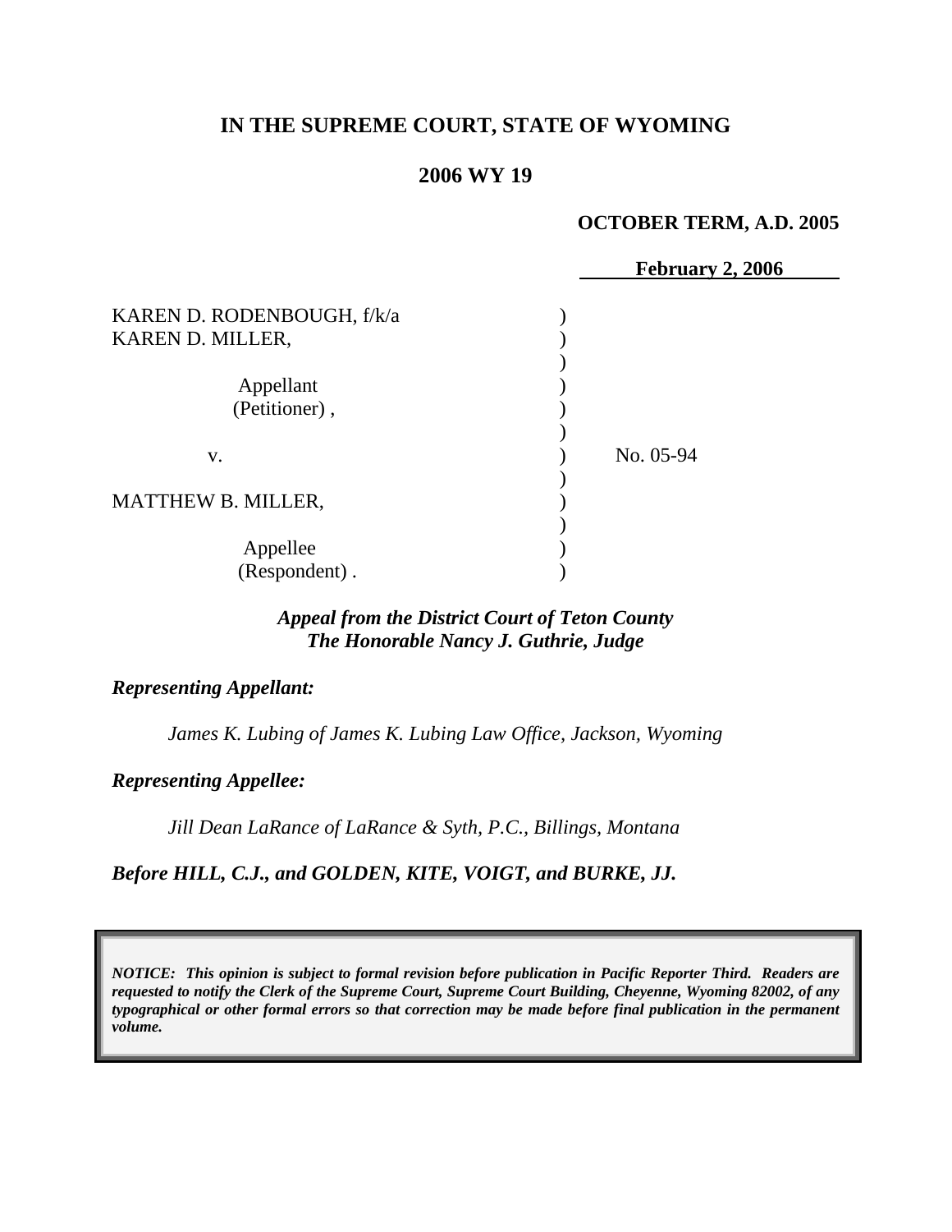**IN THE SUPREME COURT, STATE OF WYOMING**

**2006 WY 19**

**OCTOBER TERM, A.D. 2005**

**February 2, 2006**

KAREN D. RODENBOUGH, f/k/a KAREN D. MILLER,

Appellant (Petitioner),

v.

MATTHEW B. MILLER,

Appellee (Respondent).

No. 05-94

***Appeal from the District Court of Teton County***
***The Honorable Nancy J. Guthrie, Judge***

***Representing Appellant:***

*James K. Lubing of James K. Lubing Law Office, Jackson, Wyoming*

***Representing Appellee:***

*Jill Dean LaRance of LaRance & Syth, P.C., Billings, Montana*

***Before HILL, C.J., and GOLDEN, KITE, VOIGT, and BURKE, JJ.***

***NOTICE: This opinion is subject to formal revision before publication in Pacific Reporter Third. Readers are requested to notify the Clerk of the Supreme Court, Supreme Court Building, Cheyenne, Wyoming 82002, of any typographical or other formal errors so that correction may be made before final publication in the permanent volume.***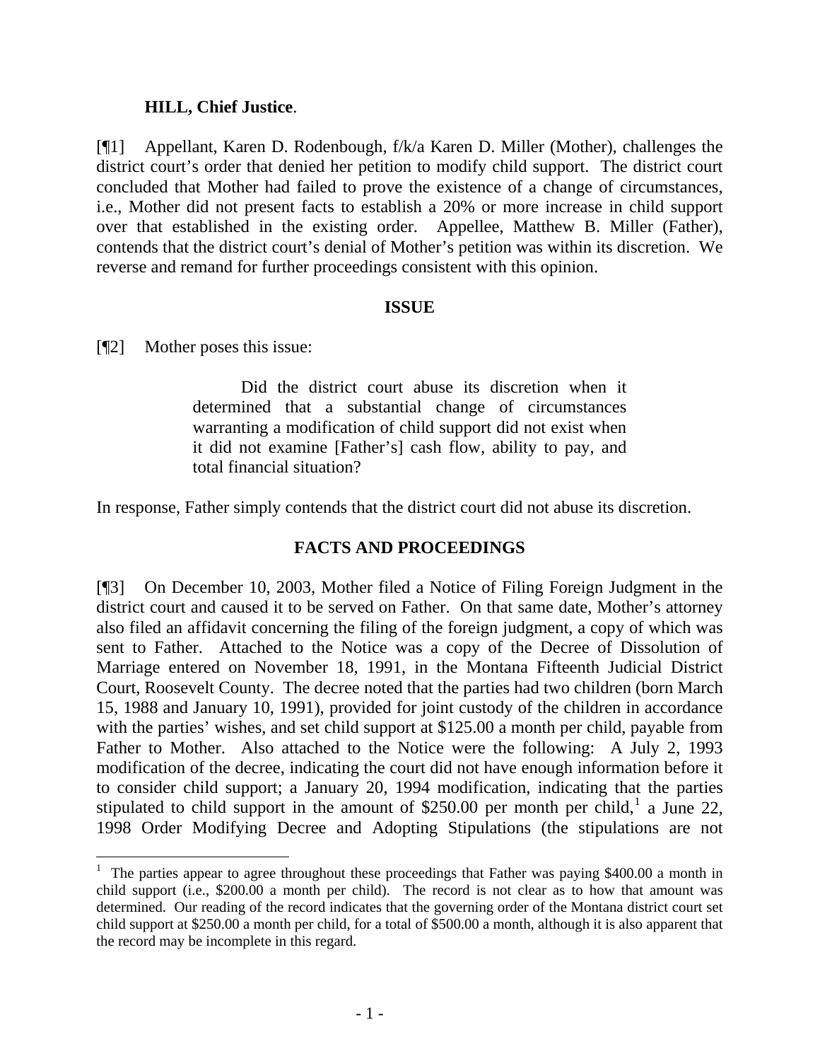**HILL, Chief Justice**.

[¶1] Appellant, Karen D. Rodenbough, f/k/a Karen D. Miller (Mother), challenges the district court's order that denied her petition to modify child support. The district court concluded that Mother had failed to prove the existence of a change of circumstances, i.e., Mother did not present facts to establish a 20% or more increase in child support over that established in the existing order. Appellee, Matthew B. Miller (Father), contends that the district court's denial of Mother's petition was within its discretion. We reverse and remand for further proceedings consistent with this opinion.

## ISSUE

[¶2] Mother poses this issue:

> Did the district court abuse its discretion when it determined that a substantial change of circumstances warranting a modification of child support did not exist when it did not examine [Father's] cash flow, ability to pay, and total financial situation?

In response, Father simply contends that the district court did not abuse its discretion.

## FACTS AND PROCEEDINGS

[¶3] On December 10, 2003, Mother filed a Notice of Filing Foreign Judgment in the district court and caused it to be served on Father. On that same date, Mother's attorney also filed an affidavit concerning the filing of the foreign judgment, a copy of which was sent to Father. Attached to the Notice was a copy of the Decree of Dissolution of Marriage entered on November 18, 1991, in the Montana Fifteenth Judicial District Court, Roosevelt County. The decree noted that the parties had two children (born March 15, 1988 and January 10, 1991), provided for joint custody of the children in accordance with the parties' wishes, and set child support at $125.00 a month per child, payable from Father to Mother. Also attached to the Notice were the following: A July 2, 1993 modification of the decree, indicating the court did not have enough information before it to consider child support; a January 20, 1994 modification, indicating that the parties stipulated to child support in the amount of $250.00 per month per child,[1] a June 22, 1998 Order Modifying Decree and Adopting Stipulations (the stipulations are not

[1] The parties appear to agree throughout these proceedings that Father was paying $400.00 a month in child support (i.e., $200.00 a month per child). The record is not clear as to how that amount was determined. Our reading of the record indicates that the governing order of the Montana district court set child support at $250.00 a month per child, for a total of $500.00 a month, although it is also apparent that the record may be incomplete in this regard.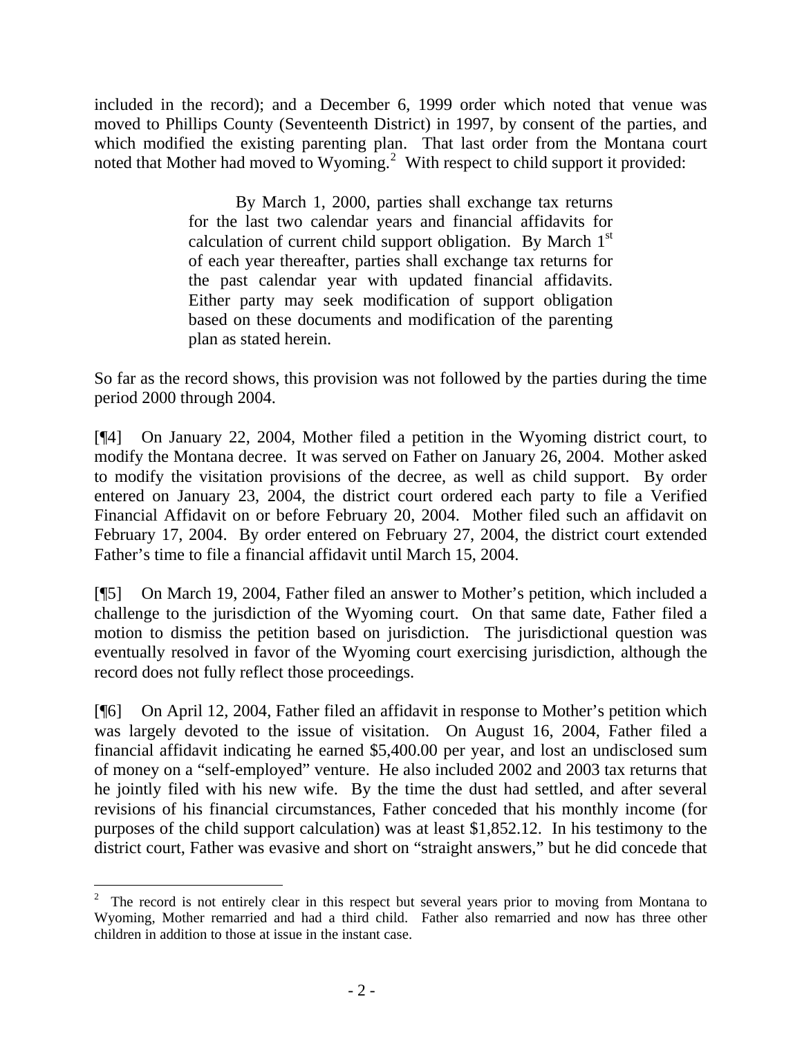included in the record); and a December 6, 1999 order which noted that venue was moved to Phillips County (Seventeenth District) in 1997, by consent of the parties, and which modified the existing parenting plan. That last order from the Montana court noted that Mother had moved to Wyoming.[2] With respect to child support it provided:

> By March 1, 2000, parties shall exchange tax returns for the last two calendar years and financial affidavits for calculation of current child support obligation. By March 1st of each year thereafter, parties shall exchange tax returns for the past calendar year with updated financial affidavits. Either party may seek modification of support obligation based on these documents and modification of the parenting plan as stated herein.

So far as the record shows, this provision was not followed by the parties during the time period 2000 through 2004.

[¶4] On January 22, 2004, Mother filed a petition in the Wyoming district court, to modify the Montana decree. It was served on Father on January 26, 2004. Mother asked to modify the visitation provisions of the decree, as well as child support. By order entered on January 23, 2004, the district court ordered each party to file a Verified Financial Affidavit on or before February 20, 2004. Mother filed such an affidavit on February 17, 2004. By order entered on February 27, 2004, the district court extended Father's time to file a financial affidavit until March 15, 2004.

[¶5] On March 19, 2004, Father filed an answer to Mother's petition, which included a challenge to the jurisdiction of the Wyoming court. On that same date, Father filed a motion to dismiss the petition based on jurisdiction. The jurisdictional question was eventually resolved in favor of the Wyoming court exercising jurisdiction, although the record does not fully reflect those proceedings.

[¶6] On April 12, 2004, Father filed an affidavit in response to Mother's petition which was largely devoted to the issue of visitation. On August 16, 2004, Father filed a financial affidavit indicating he earned $5,400.00 per year, and lost an undisclosed sum of money on a "self-employed" venture. He also included 2002 and 2003 tax returns that he jointly filed with his new wife. By the time the dust had settled, and after several revisions of his financial circumstances, Father conceded that his monthly income (for purposes of the child support calculation) was at least $1,852.12. In his testimony to the district court, Father was evasive and short on "straight answers," but he did concede that

---

[2] The record is not entirely clear in this respect but several years prior to moving from Montana to Wyoming, Mother remarried and had a third child. Father also remarried and now has three other children in addition to those at issue in the instant case.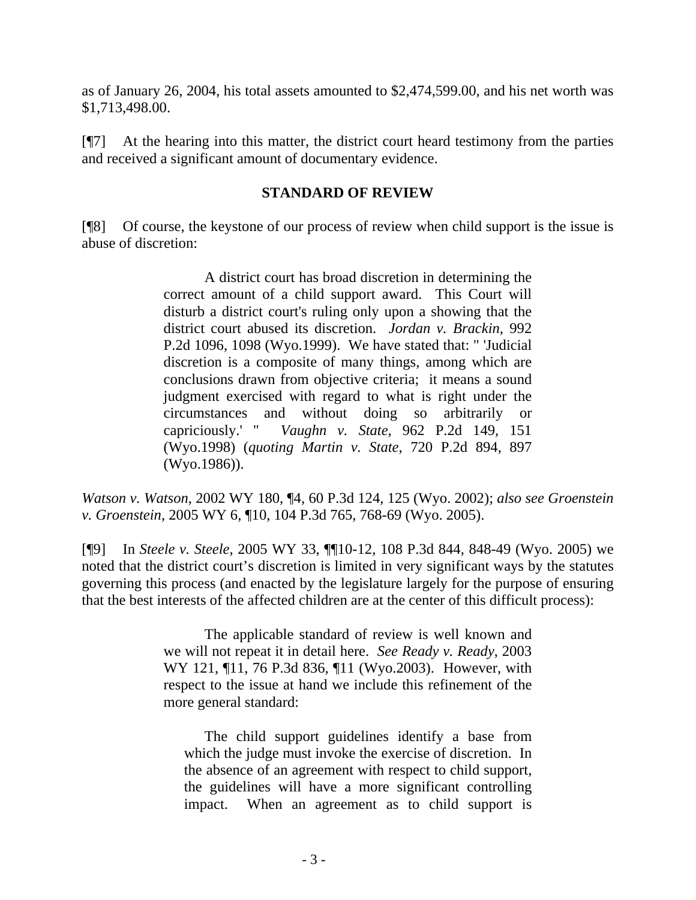as of January 26, 2004, his total assets amounted to $2,474,599.00, and his net worth was $1,713,498.00.

[¶7] At the hearing into this matter, the district court heard testimony from the parties and received a significant amount of documentary evidence.

## STANDARD OF REVIEW

[¶8] Of course, the keystone of our process of review when child support is the issue is abuse of discretion:

> A district court has broad discretion in determining the correct amount of a child support award. This Court will disturb a district court's ruling only upon a showing that the district court abused its discretion. *Jordan v. Brackin*, 992 P.2d 1096, 1098 (Wyo.1999). We have stated that: " 'Judicial discretion is a composite of many things, among which are conclusions drawn from objective criteria; it means a sound judgment exercised with regard to what is right under the circumstances and without doing so arbitrarily or capriciously.' " *Vaughn v. State*, 962 P.2d 149, 151 (Wyo.1998) (*quoting Martin v. State*, 720 P.2d 894, 897 (Wyo.1986)).

*Watson v. Watson*, 2002 WY 180, ¶4, 60 P.3d 124, 125 (Wyo. 2002); *also see Groenstein v. Groenstein*, 2005 WY 6, ¶10, 104 P.3d 765, 768-69 (Wyo. 2005).

[¶9] In *Steele v. Steele*, 2005 WY 33, ¶¶10-12, 108 P.3d 844, 848-49 (Wyo. 2005) we noted that the district court's discretion is limited in very significant ways by the statutes governing this process (and enacted by the legislature largely for the purpose of ensuring that the best interests of the affected children are at the center of this difficult process):

> The applicable standard of review is well known and we will not repeat it in detail here. *See Ready v. Ready*, 2003 WY 121, ¶11, 76 P.3d 836, ¶11 (Wyo.2003). However, with respect to the issue at hand we include this refinement of the more general standard:
>
> > The child support guidelines identify a base from which the judge must invoke the exercise of discretion. In the absence of an agreement with respect to child support, the guidelines will have a more significant controlling impact. When an agreement as to child support is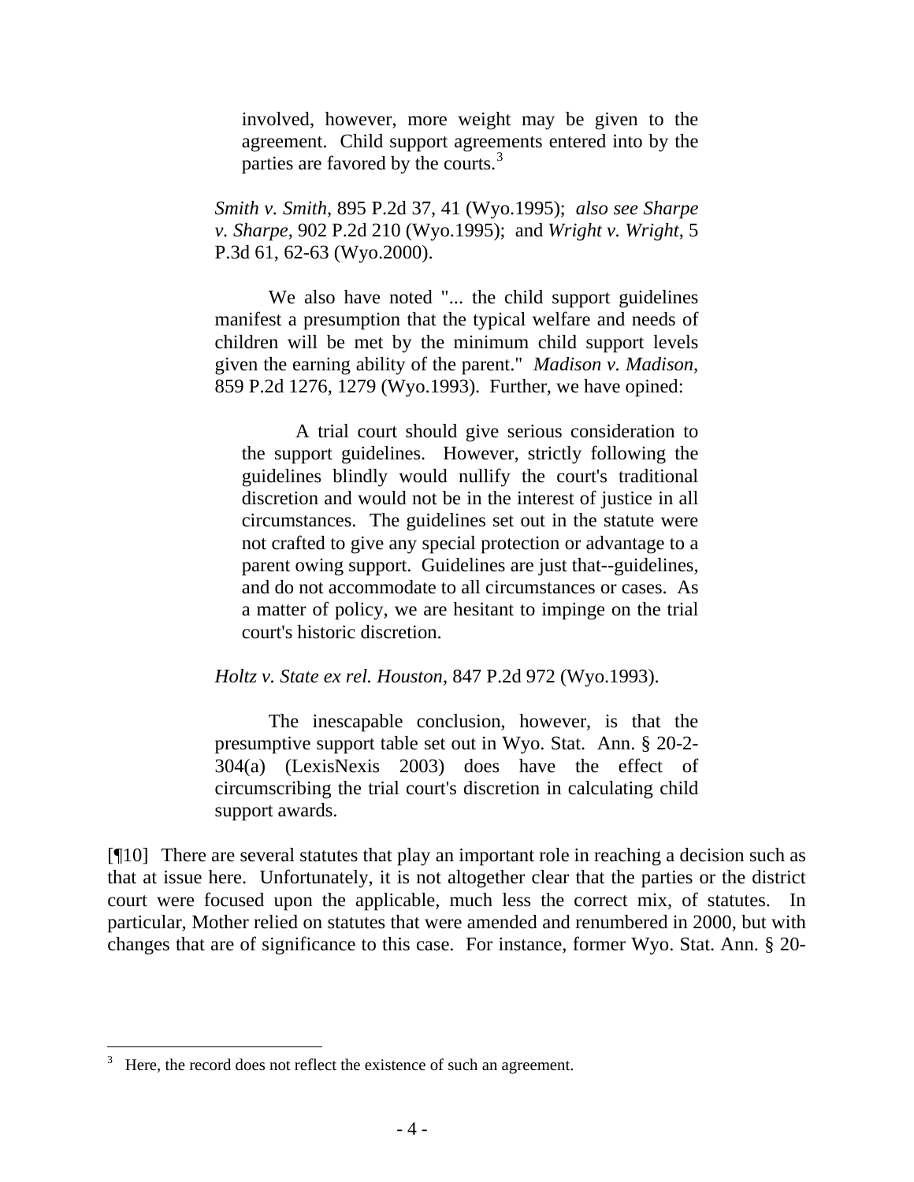> > involved, however, more weight may be given to the agreement. Child support agreements entered into by the parties are favored by the courts.[3]
>
> *Smith v. Smith*, 895 P.2d 37, 41 (Wyo.1995); *also see Sharpe v. Sharpe*, 902 P.2d 210 (Wyo.1995); and *Wright v. Wright*, 5 P.3d 61, 62-63 (Wyo.2000).
>
> We also have noted "... the child support guidelines manifest a presumption that the typical welfare and needs of children will be met by the minimum child support levels given the earning ability of the parent." *Madison v. Madison*, 859 P.2d 1276, 1279 (Wyo.1993). Further, we have opined:
>
> > A trial court should give serious consideration to the support guidelines. However, strictly following the guidelines blindly would nullify the court's traditional discretion and would not be in the interest of justice in all circumstances. The guidelines set out in the statute were not crafted to give any special protection or advantage to a parent owing support. Guidelines are just that--guidelines, and do not accommodate to all circumstances or cases. As a matter of policy, we are hesitant to impinge on the trial court's historic discretion.
>
> *Holtz v. State ex rel. Houston*, 847 P.2d 972 (Wyo.1993).
>
> The inescapable conclusion, however, is that the presumptive support table set out in Wyo. Stat. Ann. § 20-2-304(a) (LexisNexis 2003) does have the effect of circumscribing the trial court's discretion in calculating child support awards.

[¶10] There are several statutes that play an important role in reaching a decision such as that at issue here. Unfortunately, it is not altogether clear that the parties or the district court were focused upon the applicable, much less the correct mix, of statutes. In particular, Mother relied on statutes that were amended and renumbered in 2000, but with changes that are of significance to this case. For instance, former Wyo. Stat. Ann. § 20-

---

[3] Here, the record does not reflect the existence of such an agreement.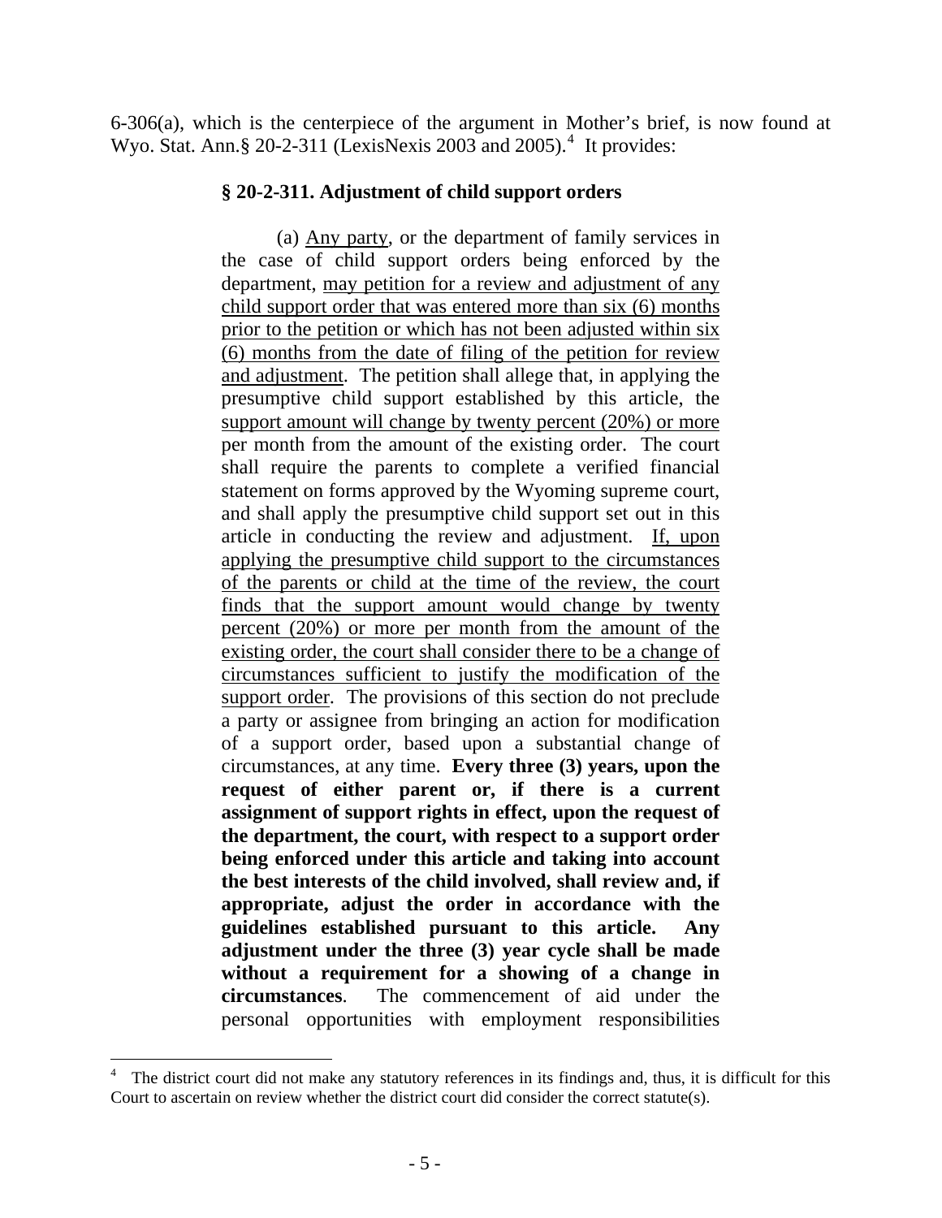6-306(a), which is the centerpiece of the argument in Mother's brief, is now found at Wyo. Stat. Ann.§ 20-2-311 (LexisNexis 2003 and 2005).[4] It provides:

> **§ 20-2-311. Adjustment of child support orders**
>
> (a) <u>Any party</u>, or the department of family services in the case of child support orders being enforced by the department, <u>may petition for a review and adjustment of any child support order that was entered more than six (6) months prior to the petition or which has not been adjusted within six (6) months from the date of filing of the petition for review and adjustment</u>. The petition shall allege that, in applying the presumptive child support established by this article, the <u>support amount will change by twenty percent (20%) or more</u> per month from the amount of the existing order. The court shall require the parents to complete a verified financial statement on forms approved by the Wyoming supreme court, and shall apply the presumptive child support set out in this article in conducting the review and adjustment. <u>If, upon applying the presumptive child support to the circumstances of the parents or child at the time of the review, the court finds that the support amount would change by twenty percent (20%) or more per month from the amount of the existing order, the court shall consider there to be a change of circumstances sufficient to justify the modification of the support order</u>. The provisions of this section do not preclude a party or assignee from bringing an action for modification of a support order, based upon a substantial change of circumstances, at any time. **Every three (3) years, upon the request of either parent or, if there is a current assignment of support rights in effect, upon the request of the department, the court, with respect to a support order being enforced under this article and taking into account the best interests of the child involved, shall review and, if appropriate, adjust the order in accordance with the guidelines established pursuant to this article. Any adjustment under the three (3) year cycle shall be made without a requirement for a showing of a change in circumstances**. The commencement of aid under the personal opportunities with employment responsibilities

[4] The district court did not make any statutory references in its findings and, thus, it is difficult for this Court to ascertain on review whether the district court did consider the correct statute(s).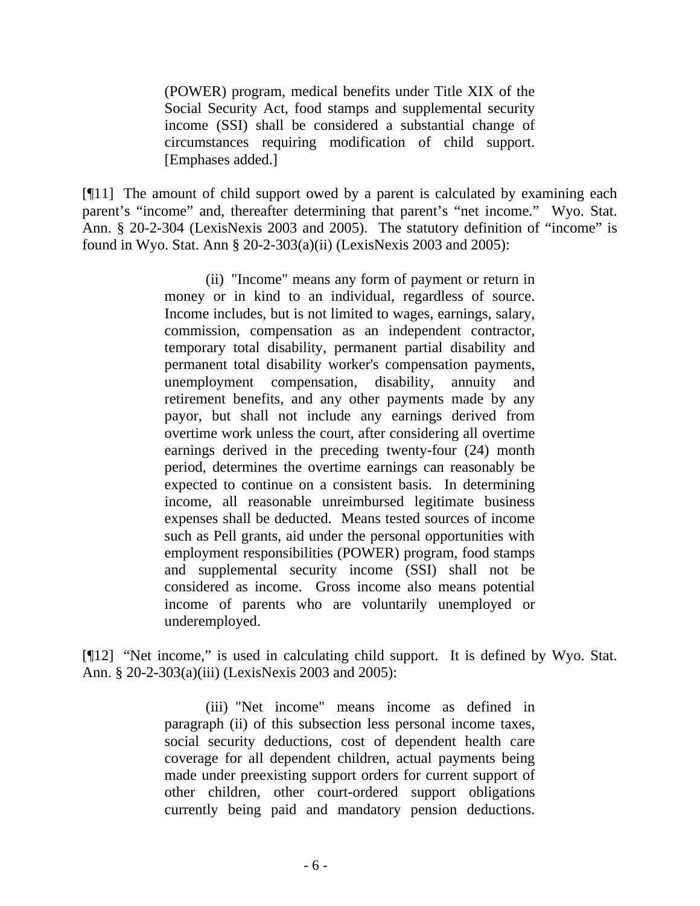> (POWER) program, medical benefits under Title XIX of the Social Security Act, food stamps and supplemental security income (SSI) shall be considered a substantial change of circumstances requiring modification of child support. [Emphases added.]

[¶11] The amount of child support owed by a parent is calculated by examining each parent's "income" and, thereafter determining that parent's "net income." Wyo. Stat. Ann. § 20-2-304 (LexisNexis 2003 and 2005). The statutory definition of "income" is found in Wyo. Stat. Ann § 20-2-303(a)(ii) (LexisNexis 2003 and 2005):

> (ii) "Income" means any form of payment or return in money or in kind to an individual, regardless of source. Income includes, but is not limited to wages, earnings, salary, commission, compensation as an independent contractor, temporary total disability, permanent partial disability and permanent total disability worker's compensation payments, unemployment compensation, disability, annuity and retirement benefits, and any other payments made by any payor, but shall not include any earnings derived from overtime work unless the court, after considering all overtime earnings derived in the preceding twenty-four (24) month period, determines the overtime earnings can reasonably be expected to continue on a consistent basis. In determining income, all reasonable unreimbursed legitimate business expenses shall be deducted. Means tested sources of income such as Pell grants, aid under the personal opportunities with employment responsibilities (POWER) program, food stamps and supplemental security income (SSI) shall not be considered as income. Gross income also means potential income of parents who are voluntarily unemployed or underemployed.

[¶12] "Net income," is used in calculating child support. It is defined by Wyo. Stat. Ann. § 20-2-303(a)(iii) (LexisNexis 2003 and 2005):

> (iii) "Net income" means income as defined in paragraph (ii) of this subsection less personal income taxes, social security deductions, cost of dependent health care coverage for all dependent children, actual payments being made under preexisting support orders for current support of other children, other court-ordered support obligations currently being paid and mandatory pension deductions.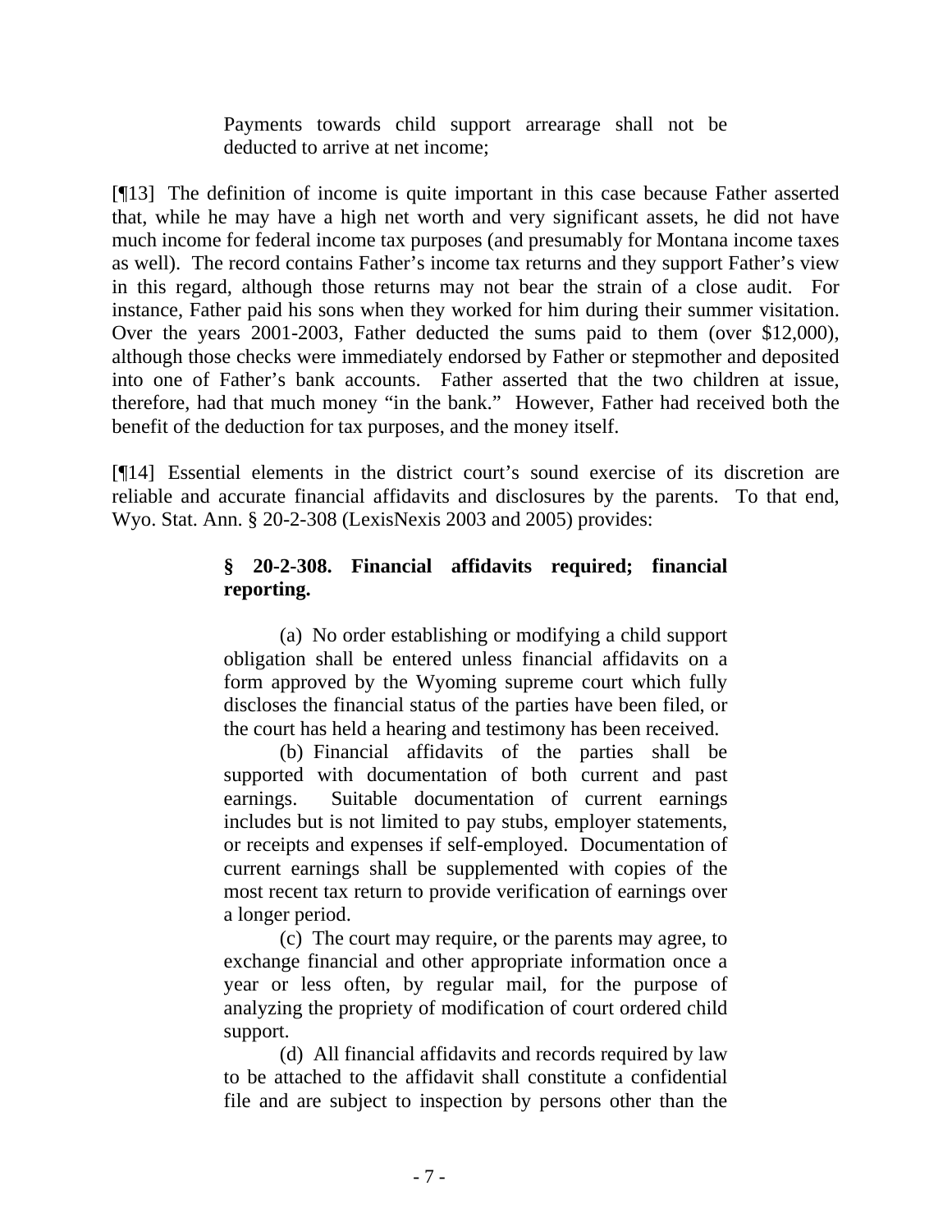> Payments towards child support arrearage shall not be deducted to arrive at net income;

[¶13] The definition of income is quite important in this case because Father asserted that, while he may have a high net worth and very significant assets, he did not have much income for federal income tax purposes (and presumably for Montana income taxes as well). The record contains Father's income tax returns and they support Father's view in this regard, although those returns may not bear the strain of a close audit. For instance, Father paid his sons when they worked for him during their summer visitation. Over the years 2001-2003, Father deducted the sums paid to them (over $12,000), although those checks were immediately endorsed by Father or stepmother and deposited into one of Father's bank accounts. Father asserted that the two children at issue, therefore, had that much money "in the bank." However, Father had received both the benefit of the deduction for tax purposes, and the money itself.

[¶14] Essential elements in the district court's sound exercise of its discretion are reliable and accurate financial affidavits and disclosures by the parents. To that end, Wyo. Stat. Ann. § 20-2-308 (LexisNexis 2003 and 2005) provides:

> **§ 20-2-308. Financial affidavits required; financial reporting.**
>
> (a) No order establishing or modifying a child support obligation shall be entered unless financial affidavits on a form approved by the Wyoming supreme court which fully discloses the financial status of the parties have been filed, or the court has held a hearing and testimony has been received.
>
> (b) Financial affidavits of the parties shall be supported with documentation of both current and past earnings. Suitable documentation of current earnings includes but is not limited to pay stubs, employer statements, or receipts and expenses if self-employed. Documentation of current earnings shall be supplemented with copies of the most recent tax return to provide verification of earnings over a longer period.
>
> (c) The court may require, or the parents may agree, to exchange financial and other appropriate information once a year or less often, by regular mail, for the purpose of analyzing the propriety of modification of court ordered child support.
>
> (d) All financial affidavits and records required by law to be attached to the affidavit shall constitute a confidential file and are subject to inspection by persons other than the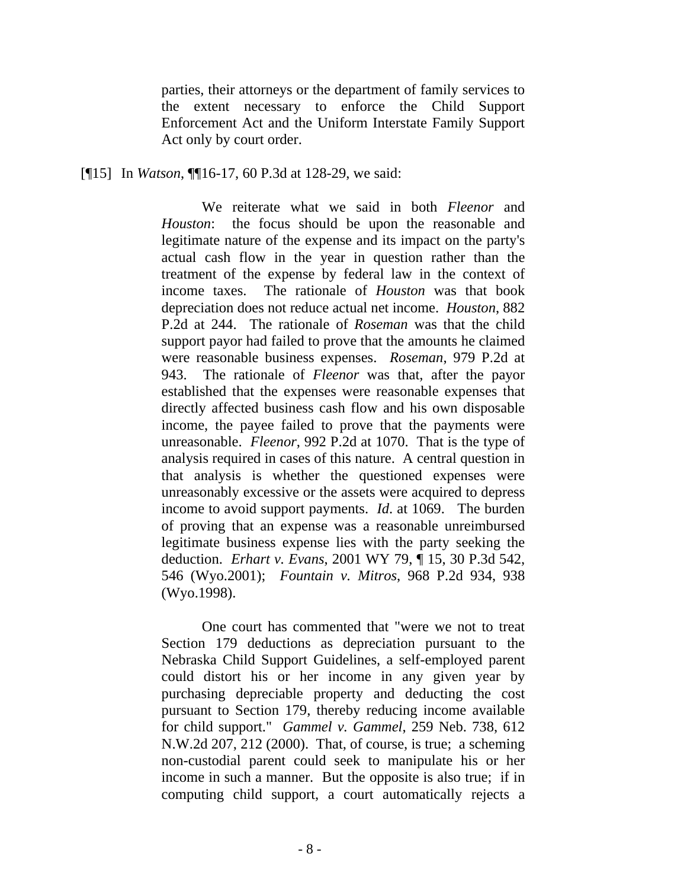> parties, their attorneys or the department of family services to the extent necessary to enforce the Child Support Enforcement Act and the Uniform Interstate Family Support Act only by court order.

[¶15] In *Watson*, ¶¶16-17, 60 P.3d at 128-29, we said:

> We reiterate what we said in both *Fleenor* and *Houston*: the focus should be upon the reasonable and legitimate nature of the expense and its impact on the party's actual cash flow in the year in question rather than the treatment of the expense by federal law in the context of income taxes. The rationale of *Houston* was that book depreciation does not reduce actual net income. *Houston*, 882 P.2d at 244. The rationale of *Roseman* was that the child support payor had failed to prove that the amounts he claimed were reasonable business expenses. *Roseman*, 979 P.2d at 943. The rationale of *Fleenor* was that, after the payor established that the expenses were reasonable expenses that directly affected business cash flow and his own disposable income, the payee failed to prove that the payments were unreasonable. *Fleenor*, 992 P.2d at 1070. That is the type of analysis required in cases of this nature. A central question in that analysis is whether the questioned expenses were unreasonably excessive or the assets were acquired to depress income to avoid support payments. *Id.* at 1069. The burden of proving that an expense was a reasonable unreimbursed legitimate business expense lies with the party seeking the deduction. *Erhart v. Evans*, 2001 WY 79, ¶ 15, 30 P.3d 542, 546 (Wyo.2001); *Fountain v. Mitros*, 968 P.2d 934, 938 (Wyo.1998).
>
> One court has commented that "were we not to treat Section 179 deductions as depreciation pursuant to the Nebraska Child Support Guidelines, a self-employed parent could distort his or her income in any given year by purchasing depreciable property and deducting the cost pursuant to Section 179, thereby reducing income available for child support." *Gammel v. Gammel*, 259 Neb. 738, 612 N.W.2d 207, 212 (2000). That, of course, is true; a scheming non-custodial parent could seek to manipulate his or her income in such a manner. But the opposite is also true; if in computing child support, a court automatically rejects a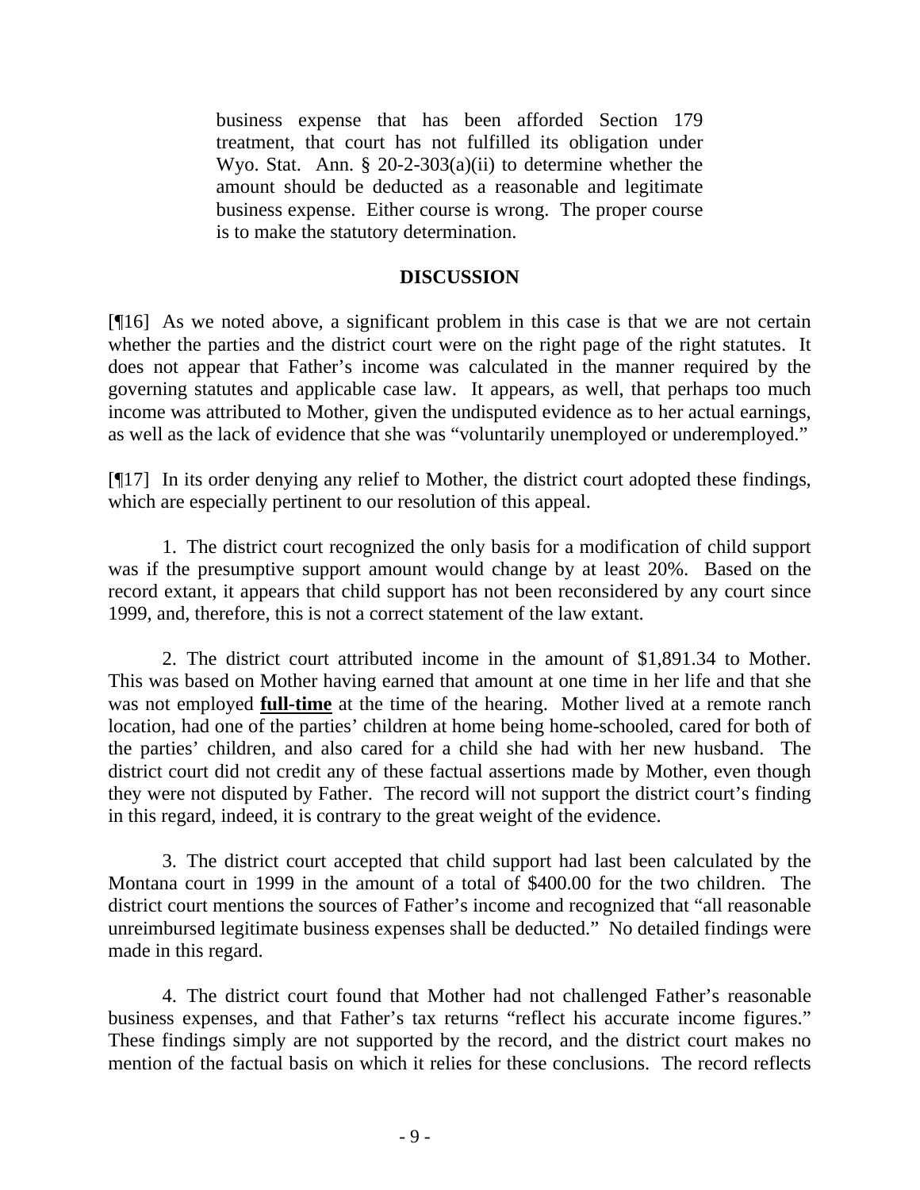business expense that has been afforded Section 179 treatment, that court has not fulfilled its obligation under Wyo. Stat. Ann. § 20-2-303(a)(ii) to determine whether the amount should be deducted as a reasonable and legitimate business expense. Either course is wrong. The proper course is to make the statutory determination.

## DISCUSSION

[¶16] As we noted above, a significant problem in this case is that we are not certain whether the parties and the district court were on the right page of the right statutes. It does not appear that Father's income was calculated in the manner required by the governing statutes and applicable case law. It appears, as well, that perhaps too much income was attributed to Mother, given the undisputed evidence as to her actual earnings, as well as the lack of evidence that she was "voluntarily unemployed or underemployed."

[¶17] In its order denying any relief to Mother, the district court adopted these findings, which are especially pertinent to our resolution of this appeal.

1. The district court recognized the only basis for a modification of child support was if the presumptive support amount would change by at least 20%. Based on the record extant, it appears that child support has not been reconsidered by any court since 1999, and, therefore, this is not a correct statement of the law extant.

2. The district court attributed income in the amount of $1,891.34 to Mother. This was based on Mother having earned that amount at one time in her life and that she was not employed **full-time** at the time of the hearing. Mother lived at a remote ranch location, had one of the parties' children at home being home-schooled, cared for both of the parties' children, and also cared for a child she had with her new husband. The district court did not credit any of these factual assertions made by Mother, even though they were not disputed by Father. The record will not support the district court's finding in this regard, indeed, it is contrary to the great weight of the evidence.

3. The district court accepted that child support had last been calculated by the Montana court in 1999 in the amount of a total of $400.00 for the two children. The district court mentions the sources of Father's income and recognized that "all reasonable unreimbursed legitimate business expenses shall be deducted." No detailed findings were made in this regard.

4. The district court found that Mother had not challenged Father's reasonable business expenses, and that Father's tax returns "reflect his accurate income figures." These findings simply are not supported by the record, and the district court makes no mention of the factual basis on which it relies for these conclusions. The record reflects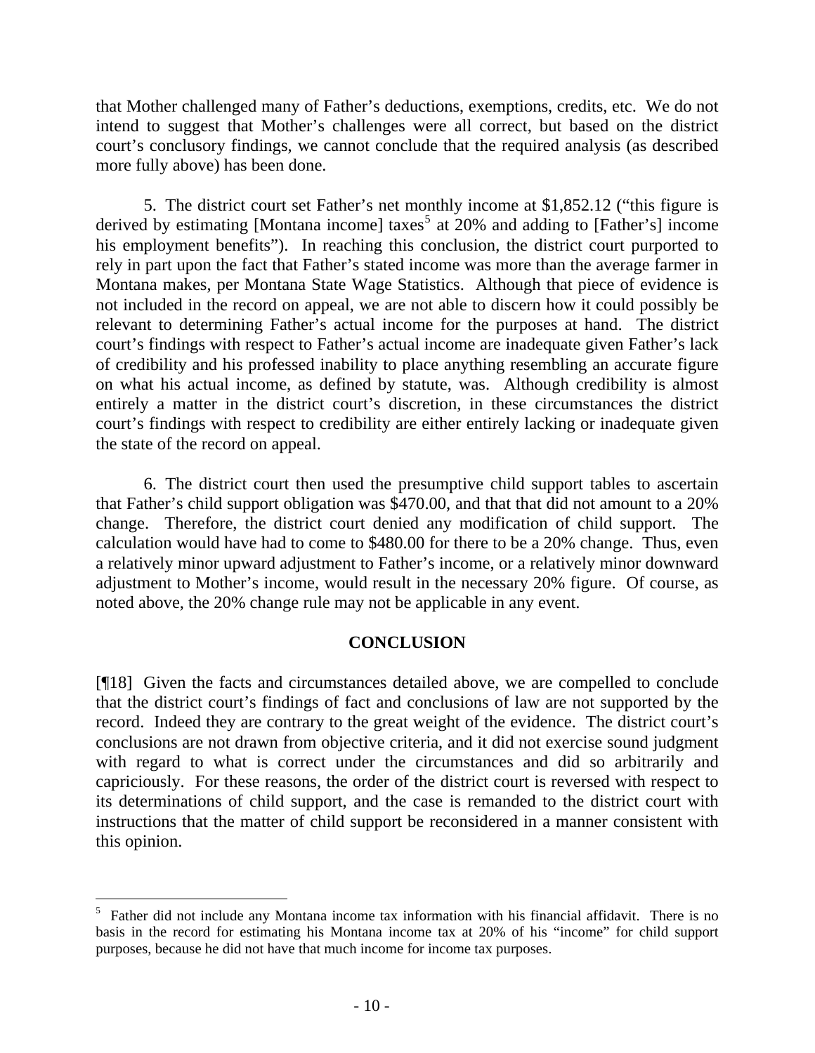that Mother challenged many of Father's deductions, exemptions, credits, etc. We do not intend to suggest that Mother's challenges were all correct, but based on the district court's conclusory findings, we cannot conclude that the required analysis (as described more fully above) has been done.

5. The district court set Father's net monthly income at $1,852.12 ("this figure is derived by estimating [Montana income] taxes[5] at 20% and adding to [Father's] income his employment benefits"). In reaching this conclusion, the district court purported to rely in part upon the fact that Father's stated income was more than the average farmer in Montana makes, per Montana State Wage Statistics. Although that piece of evidence is not included in the record on appeal, we are not able to discern how it could possibly be relevant to determining Father's actual income for the purposes at hand. The district court's findings with respect to Father's actual income are inadequate given Father's lack of credibility and his professed inability to place anything resembling an accurate figure on what his actual income, as defined by statute, was. Although credibility is almost entirely a matter in the district court's discretion, in these circumstances the district court's findings with respect to credibility are either entirely lacking or inadequate given the state of the record on appeal.

6. The district court then used the presumptive child support tables to ascertain that Father's child support obligation was $470.00, and that that did not amount to a 20% change. Therefore, the district court denied any modification of child support. The calculation would have had to come to $480.00 for there to be a 20% change. Thus, even a relatively minor upward adjustment to Father's income, or a relatively minor downward adjustment to Mother's income, would result in the necessary 20% figure. Of course, as noted above, the 20% change rule may not be applicable in any event.

## CONCLUSION

[¶18] Given the facts and circumstances detailed above, we are compelled to conclude that the district court's findings of fact and conclusions of law are not supported by the record. Indeed they are contrary to the great weight of the evidence. The district court's conclusions are not drawn from objective criteria, and it did not exercise sound judgment with regard to what is correct under the circumstances and did so arbitrarily and capriciously. For these reasons, the order of the district court is reversed with respect to its determinations of child support, and the case is remanded to the district court with instructions that the matter of child support be reconsidered in a manner consistent with this opinion.

---

[5] Father did not include any Montana income tax information with his financial affidavit. There is no basis in the record for estimating his Montana income tax at 20% of his "income" for child support purposes, because he did not have that much income for income tax purposes.